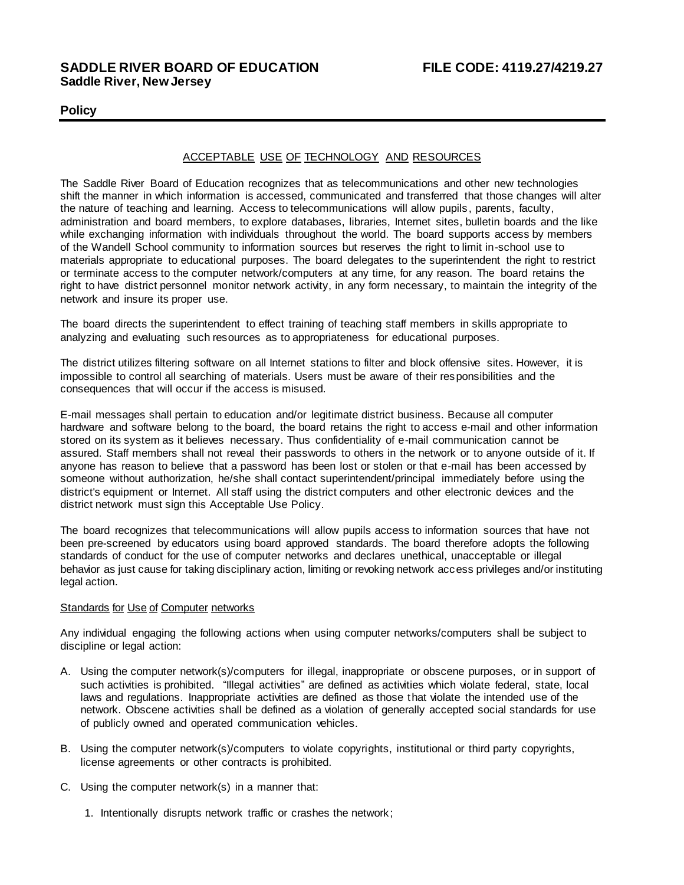**SADDLE RIVER BOARD OF EDUCATION** **FILE CODE: 4119.27/4219.27**
**Saddle River, New Jersey**

**Policy**

## ACCEPTABLE USE OF TECHNOLOGY AND RESOURCES

The Saddle River Board of Education recognizes that as telecommunications and other new technologies shift the manner in which information is accessed, communicated and transferred that those changes will alter the nature of teaching and learning. Access to telecommunications will allow pupils, parents, faculty, administration and board members, to explore databases, libraries, Internet sites, bulletin boards and the like while exchanging information with individuals throughout the world. The board supports access by members of the Wandell School community to information sources but reserves the right to limit in-school use to materials appropriate to educational purposes. The board delegates to the superintendent the right to restrict or terminate access to the computer network/computers at any time, for any reason. The board retains the right to have district personnel monitor network activity, in any form necessary, to maintain the integrity of the network and insure its proper use.

The board directs the superintendent to effect training of teaching staff members in skills appropriate to analyzing and evaluating such resources as to appropriateness for educational purposes.

The district utilizes filtering software on all Internet stations to filter and block offensive sites. However, it is impossible to control all searching of materials. Users must be aware of their responsibilities and the consequences that will occur if the access is misused.

E-mail messages shall pertain to education and/or legitimate district business. Because all computer hardware and software belong to the board, the board retains the right to access e-mail and other information stored on its system as it believes necessary. Thus confidentiality of e-mail communication cannot be assured. Staff members shall not reveal their passwords to others in the network or to anyone outside of it. If anyone has reason to believe that a password has been lost or stolen or that e-mail has been accessed by someone without authorization, he/she shall contact superintendent/principal immediately before using the district's equipment or Internet. All staff using the district computers and other electronic devices and the district network must sign this Acceptable Use Policy.

The board recognizes that telecommunications will allow pupils access to information sources that have not been pre-screened by educators using board approved standards. The board therefore adopts the following standards of conduct for the use of computer networks and declares unethical, unacceptable or illegal behavior as just cause for taking disciplinary action, limiting or revoking network access privileges and/or instituting legal action.

### Standards for Use of Computer networks

Any individual engaging the following actions when using computer networks/computers shall be subject to discipline or legal action:

A. Using the computer network(s)/computers for illegal, inappropriate or obscene purposes, or in support of such activities is prohibited. "Illegal activities" are defined as activities which violate federal, state, local laws and regulations. Inappropriate activities are defined as those that violate the intended use of the network. Obscene activities shall be defined as a violation of generally accepted social standards for use of publicly owned and operated communication vehicles.

B. Using the computer network(s)/computers to violate copyrights, institutional or third party copyrights, license agreements or other contracts is prohibited.

C. Using the computer network(s) in a manner that:

   1. Intentionally disrupts network traffic or crashes the network;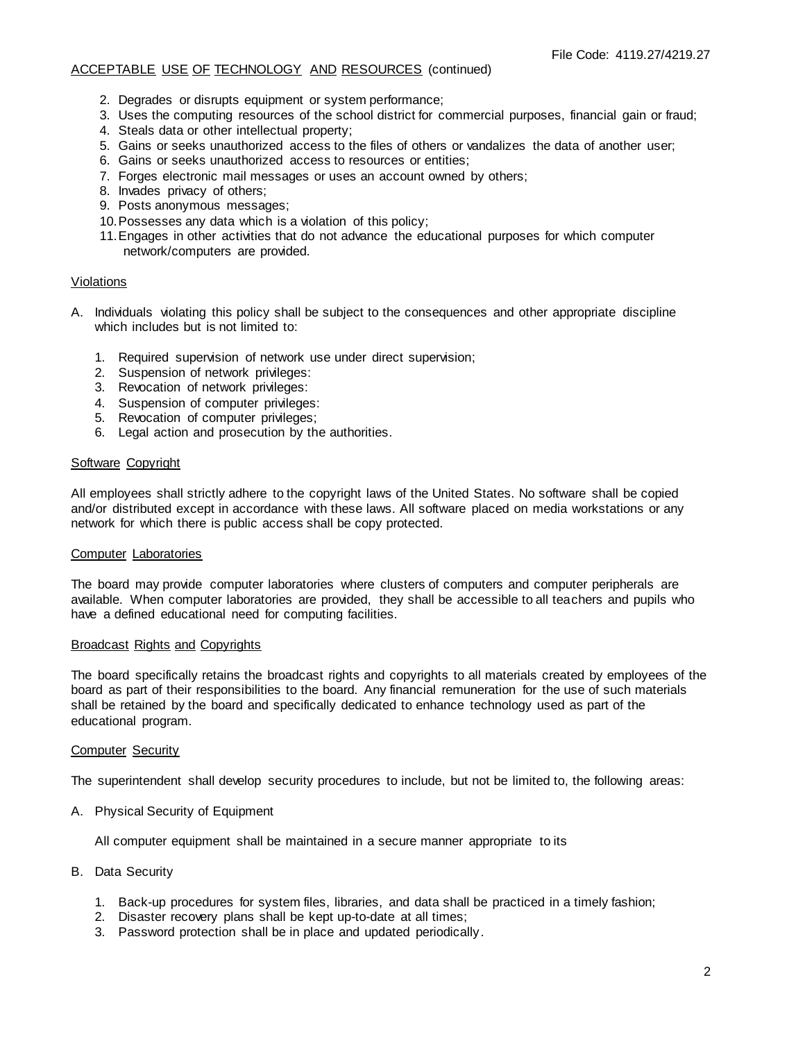ACCEPTABLE USE OF TECHNOLOGY AND RESOURCES (continued)

2. Degrades or disrupts equipment or system performance;
3. Uses the computing resources of the school district for commercial purposes, financial gain or fraud;
4. Steals data or other intellectual property;
5. Gains or seeks unauthorized access to the files of others or vandalizes the data of another user;
6. Gains or seeks unauthorized access to resources or entities;
7. Forges electronic mail messages or uses an account owned by others;
8. Invades privacy of others;
9. Posts anonymous messages;
10. Possesses any data which is a violation of this policy;
11. Engages in other activities that do not advance the educational purposes for which computer network/computers are provided.

## Violations

A. Individuals violating this policy shall be subject to the consequences and other appropriate discipline which includes but is not limited to:

   1. Required supervision of network use under direct supervision;
   2. Suspension of network privileges:
   3. Revocation of network privileges:
   4. Suspension of computer privileges:
   5. Revocation of computer privileges;
   6. Legal action and prosecution by the authorities.

## Software Copyright

All employees shall strictly adhere to the copyright laws of the United States. No software shall be copied and/or distributed except in accordance with these laws. All software placed on media workstations or any network for which there is public access shall be copy protected.

## Computer Laboratories

The board may provide computer laboratories where clusters of computers and computer peripherals are available. When computer laboratories are provided, they shall be accessible to all teachers and pupils who have a defined educational need for computing facilities.

## Broadcast Rights and Copyrights

The board specifically retains the broadcast rights and copyrights to all materials created by employees of the board as part of their responsibilities to the board. Any financial remuneration for the use of such materials shall be retained by the board and specifically dedicated to enhance technology used as part of the educational program.

## Computer Security

The superintendent shall develop security procedures to include, but not be limited to, the following areas:

A. Physical Security of Equipment

   All computer equipment shall be maintained in a secure manner appropriate to its

B. Data Security

   1. Back-up procedures for system files, libraries, and data shall be practiced in a timely fashion;
   2. Disaster recovery plans shall be kept up-to-date at all times;
   3. Password protection shall be in place and updated periodically.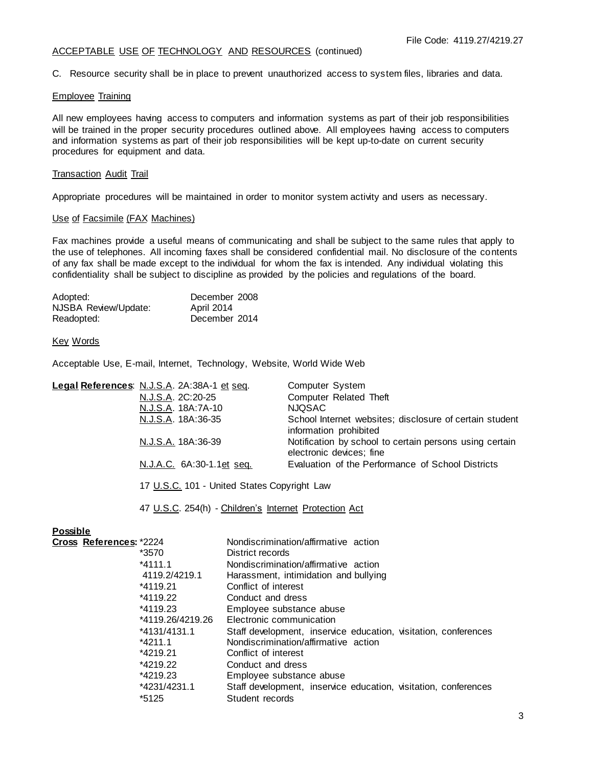File Code: 4119.27/4219.27

ACCEPTABLE USE OF TECHNOLOGY AND RESOURCES (continued)

C. Resource security shall be in place to prevent unauthorized access to system files, libraries and data.

Employee Training

All new employees having access to computers and information systems as part of their job responsibilities will be trained in the proper security procedures outlined above. All employees having access to computers and information systems as part of their job responsibilities will be kept up-to-date on current security procedures for equipment and data.

Transaction Audit Trail

Appropriate procedures will be maintained in order to monitor system activity and users as necessary.

Use of Facsimile (FAX Machines)

Fax machines provide a useful means of communicating and shall be subject to the same rules that apply to the use of telephones. All incoming faxes shall be considered confidential mail. No disclosure of the contents of any fax shall be made except to the individual for whom the fax is intended. Any individual violating this confidentiality shall be subject to discipline as provided by the policies and regulations of the board.

| | |
|---|---|
| Adopted: | December 2008 |
| NJSBA Review/Update: | April 2014 |
| Readopted: | December 2014 |

Key Words

Acceptable Use, E-mail, Internet, Technology, Website, World Wide Web

**Legal References**:

| | |
|---|---|
| N.J.S.A. 2A:38A-1 et seq. | Computer System |
| N.J.S.A. 2C:20-25 | Computer Related Theft |
| N.J.S.A. 18A:7A-10 | NJQSAC |
| N.J.S.A. 18A:36-35 | School Internet websites; disclosure of certain student information prohibited |
| N.J.S.A. 18A:36-39 | Notification by school to certain persons using certain electronic devices; fine |
| N.J.A.C. 6A:30-1.1et seq. | Evaluation of the Performance of School Districts |

17 U.S.C. 101 - United States Copyright Law

47 U.S.C. 254(h) - Children's Internet Protection Act

**Possible Cross References**:

| | |
|---|---|
| *2224 | Nondiscrimination/affirmative action |
| *3570 | District records |
| *4111.1 | Nondiscrimination/affirmative action |
| 4119.2/4219.1 | Harassment, intimidation and bullying |
| *4119.21 | Conflict of interest |
| *4119.22 | Conduct and dress |
| *4119.23 | Employee substance abuse |
| *4119.26/4219.26 | Electronic communication |
| *4131/4131.1 | Staff development, inservice education, visitation, conferences |
| *4211.1 | Nondiscrimination/affirmative action |
| *4219.21 | Conflict of interest |
| *4219.22 | Conduct and dress |
| *4219.23 | Employee substance abuse |
| *4231/4231.1 | Staff development, inservice education, visitation, conferences |
| *5125 | Student records |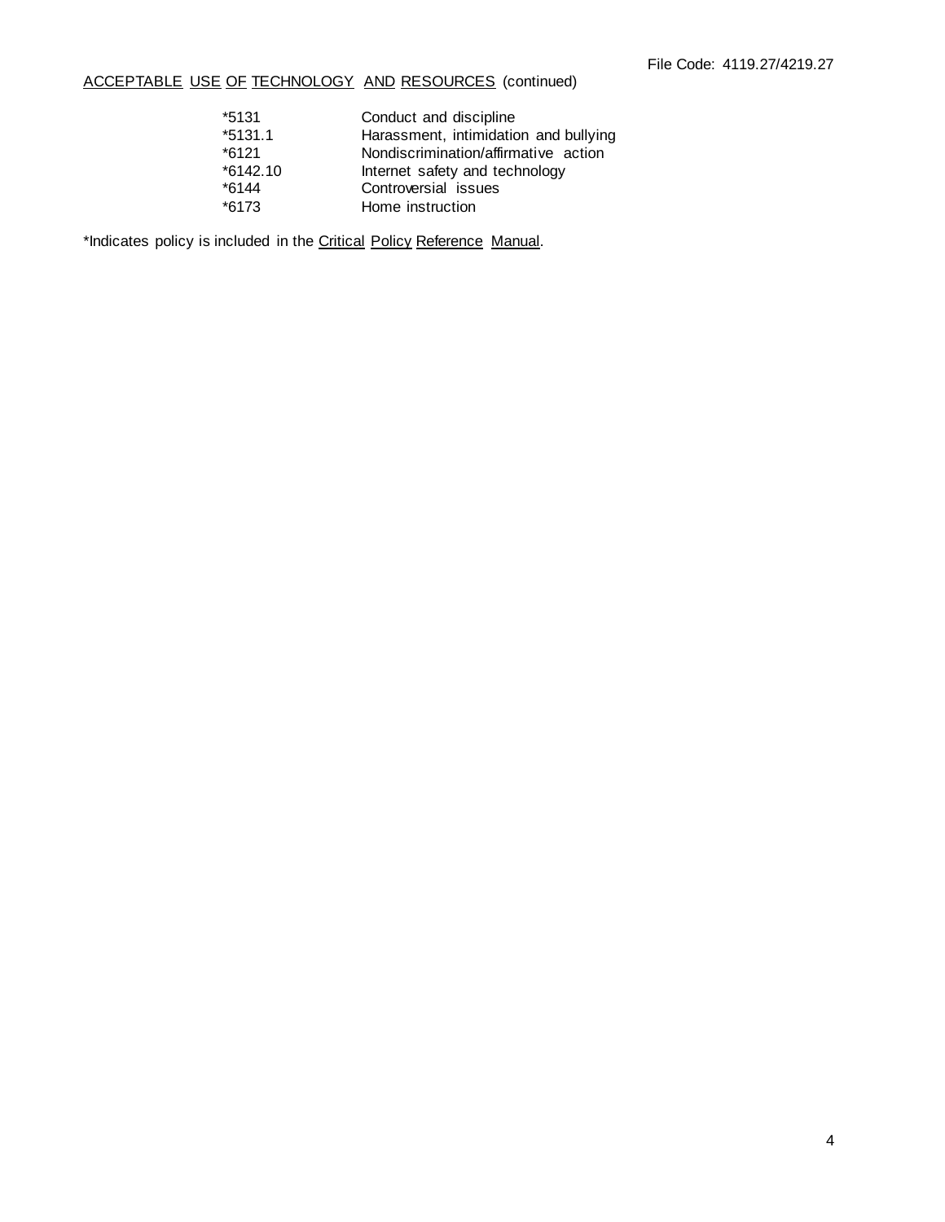ACCEPTABLE USE OF TECHNOLOGY AND RESOURCES (continued)

| | |
|---|---|
| *5131 | Conduct and discipline |
| *5131.1 | Harassment, intimidation and bullying |
| *6121 | Nondiscrimination/affirmative action |
| *6142.10 | Internet safety and technology |
| *6144 | Controversial issues |
| *6173 | Home instruction |

*Indicates policy is included in the Critical Policy Reference Manual.